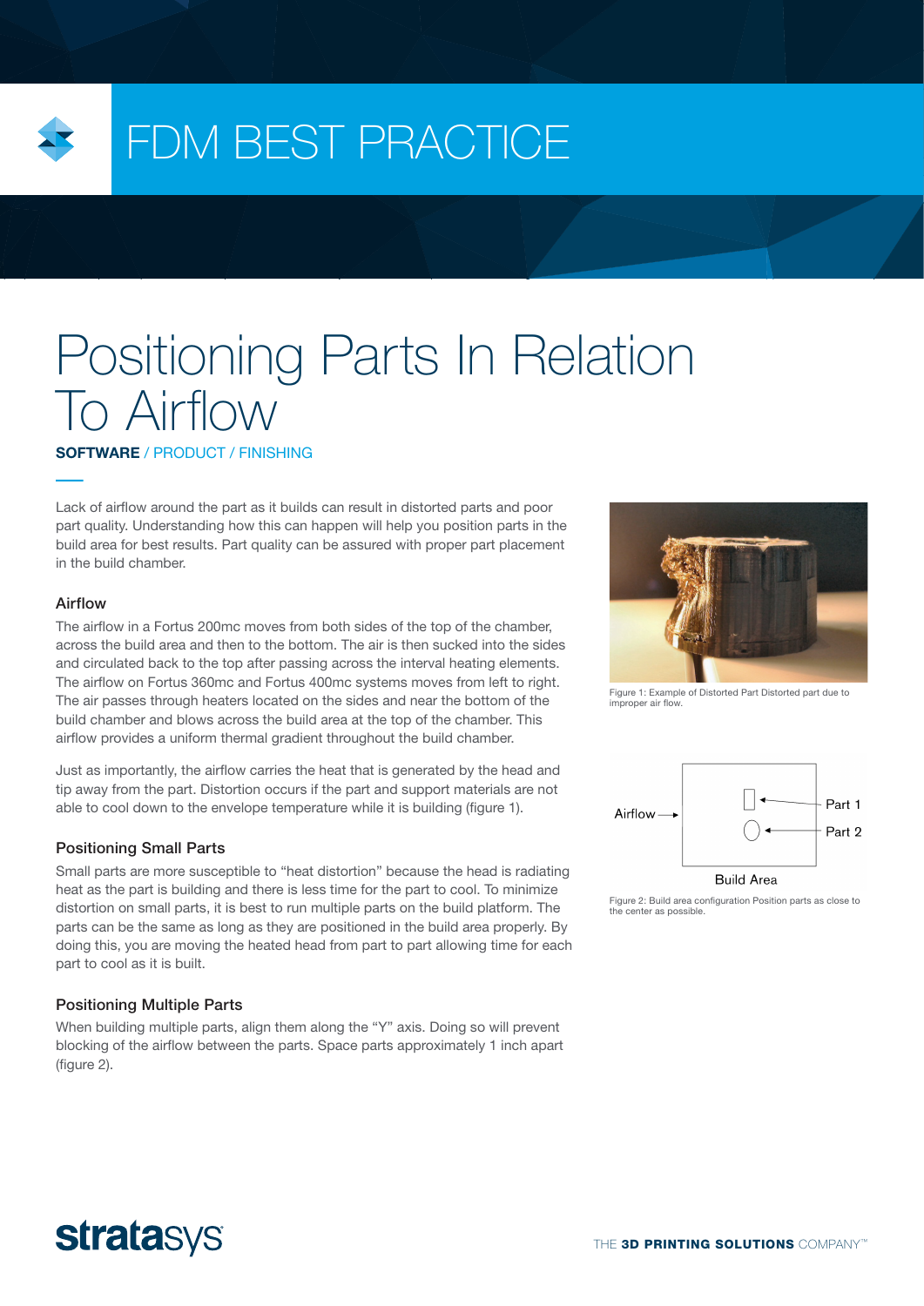# FDM BEST PRACTICE

# Positioning Parts In Relation To Airflow

**SOFTWARE** / PRODUCT / FINISHING

Lack of airflow around the part as it builds can result in distorted parts and poor part quality. Understanding how this can happen will help you position parts in the build area for best results. Part quality can be assured with proper part placement in the build chamber.

### Airflow

The airflow in a Fortus 200mc moves from both sides of the top of the chamber, across the build area and then to the bottom. The air is then sucked into the sides and circulated back to the top after passing across the interval heating elements. The airflow on Fortus 360mc and Fortus 400mc systems moves from left to right. The air passes through heaters located on the sides and near the bottom of the build chamber and blows across the build area at the top of the chamber. This airflow provides a uniform thermal gradient throughout the build chamber.

Just as importantly, the airflow carries the heat that is generated by the head and tip away from the part. Distortion occurs if the part and support materials are not able to cool down to the envelope temperature while it is building (figure 1).

### Positioning Small Parts

Small parts are more susceptible to "heat distortion" because the head is radiating heat as the part is building and there is less time for the part to cool. To minimize distortion on small parts, it is best to run multiple parts on the build platform. The parts can be the same as long as they are positioned in the build area properly. By doing this, you are moving the heated head from part to part allowing time for each part to cool as it is built.

### Positioning Multiple Parts

When building multiple parts, align them along the "Y" axis. Doing so will prevent blocking of the airflow between the parts. Space parts approximately 1 inch apart (figure 2).

Figure 1: Example of Distorted Part Distorted part due to improper air flow.

Airflow → Part 1, Part 2 — Build Area

Figure 2: Build area configuration Position parts as close to the center as possible.

THE **3D PRINTING SOLUTIONS** COMPANY™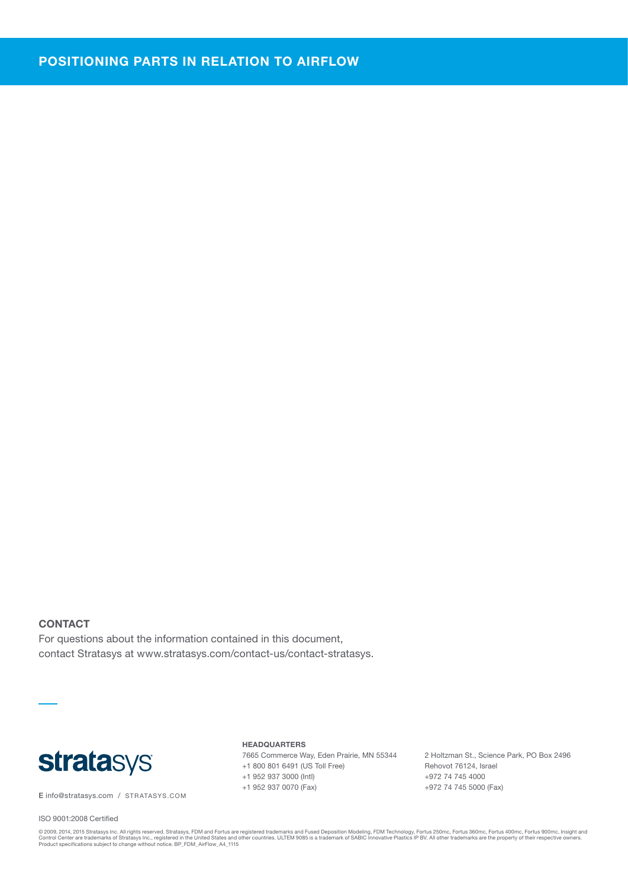## POSITIONING PARTS IN RELATION TO AIRFLOW

**CONTACT**

For questions about the information contained in this document, contact Stratasys at www.stratasys.com/contact-us/contact-stratasys.

**stratasys**

E info@stratasys.com / STRATASYS.COM

**HEADQUARTERS**

7665 Commerce Way, Eden Prairie, MN 55344
+1 800 801 6491 (US Toll Free)
+1 952 937 3000 (Intl)
+1 952 937 0070 (Fax)

2 Holtzman St., Science Park, PO Box 2496
Rehovot 76124, Israel
+972 74 745 4000
+972 74 745 5000 (Fax)

ISO 9001:2008 Certified

© 2009, 2014, 2015 Stratasys Inc. All rights reserved. Stratasys, FDM and Fortus are registered trademarks and Fused Deposition Modeling, FDM Technology, Fortus 250mc, Fortus 360mc, Fortus 400mc, Fortus 900mc, Insight and Control Center are trademarks of Stratasys Inc., registered in the United States and other countries. ULTEM 9085 is a trademark of SABIC Innovative Plastics IP BV. All other trademarks are the property of their respective owners. Product specifications subject to change without notice. BP_FDM_AirFlow_A4_1115